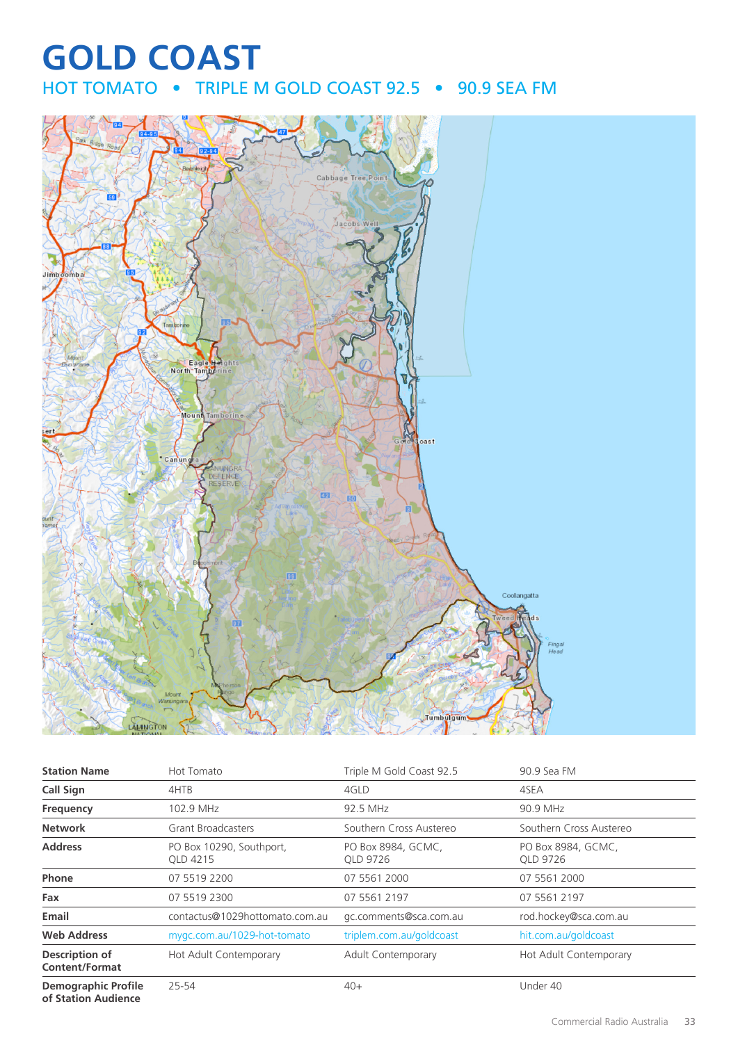# GOLD COAST

## HOT TOMATO • TRIPLE M GOLD COAST 92.5 • 90.9 SEA FM

| Station Name | Hot Tomato | Triple M Gold Coast 92.5 | 90.9 Sea FM |
|---|---|---|---|
| **Call Sign** | 4HTB | 4GLD | 4SEA |
| **Frequency** | 102.9 MHz | 92.5 MHz | 90.9 MHz |
| **Network** | Grant Broadcasters | Southern Cross Austereo | Southern Cross Austereo |
| **Address** | PO Box 10290, Southport, QLD 4215 | PO Box 8984, GCMC, QLD 9726 | PO Box 8984, GCMC, QLD 9726 |
| **Phone** | 07 5519 2200 | 07 5561 2000 | 07 5561 2000 |
| **Fax** | 07 5519 2300 | 07 5561 2197 | 07 5561 2197 |
| **Email** | contactus@1029hottomato.com.au | gc.comments@sca.com.au | rod.hockey@sca.com.au |
| **Web Address** | mygc.com.au/1029-hot-tomato | triplem.com.au/goldcoast | hit.com.au/goldcoast |
| **Description of Content/Format** | Hot Adult Contemporary | Adult Contemporary | Hot Adult Contemporary |
| **Demographic Profile of Station Audience** | 25-54 | 40+ | Under 40 |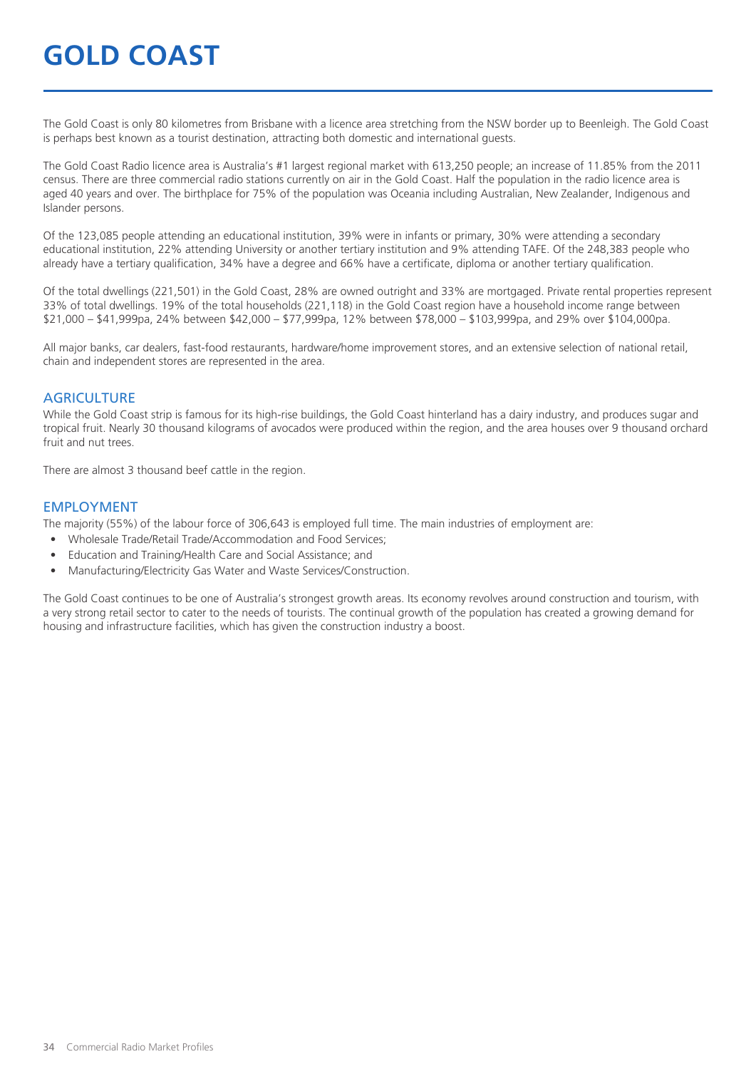# GOLD COAST

The Gold Coast is only 80 kilometres from Brisbane with a licence area stretching from the NSW border up to Beenleigh. The Gold Coast is perhaps best known as a tourist destination, attracting both domestic and international guests.

The Gold Coast Radio licence area is Australia's #1 largest regional market with 613,250 people; an increase of 11.85% from the 2011 census. There are three commercial radio stations currently on air in the Gold Coast. Half the population in the radio licence area is aged 40 years and over. The birthplace for 75% of the population was Oceania including Australian, New Zealander, Indigenous and Islander persons.

Of the 123,085 people attending an educational institution, 39% were in infants or primary, 30% were attending a secondary educational institution, 22% attending University or another tertiary institution and 9% attending TAFE. Of the 248,383 people who already have a tertiary qualification, 34% have a degree and 66% have a certificate, diploma or another tertiary qualification.

Of the total dwellings (221,501) in the Gold Coast, 28% are owned outright and 33% are mortgaged. Private rental properties represent 33% of total dwellings. 19% of the total households (221,118) in the Gold Coast region have a household income range between $21,000 – $41,999pa, 24% between $42,000 – $77,999pa, 12% between $78,000 – $103,999pa, and 29% over $104,000pa.

All major banks, car dealers, fast-food restaurants, hardware/home improvement stores, and an extensive selection of national retail, chain and independent stores are represented in the area.

## AGRICULTURE

While the Gold Coast strip is famous for its high-rise buildings, the Gold Coast hinterland has a dairy industry, and produces sugar and tropical fruit. Nearly 30 thousand kilograms of avocados were produced within the region, and the area houses over 9 thousand orchard fruit and nut trees.

There are almost 3 thousand beef cattle in the region.

## EMPLOYMENT

The majority (55%) of the labour force of 306,643 is employed full time. The main industries of employment are:

- Wholesale Trade/Retail Trade/Accommodation and Food Services;
- Education and Training/Health Care and Social Assistance; and
- Manufacturing/Electricity Gas Water and Waste Services/Construction.

The Gold Coast continues to be one of Australia's strongest growth areas. Its economy revolves around construction and tourism, with a very strong retail sector to cater to the needs of tourists. The continual growth of the population has created a growing demand for housing and infrastructure facilities, which has given the construction industry a boost.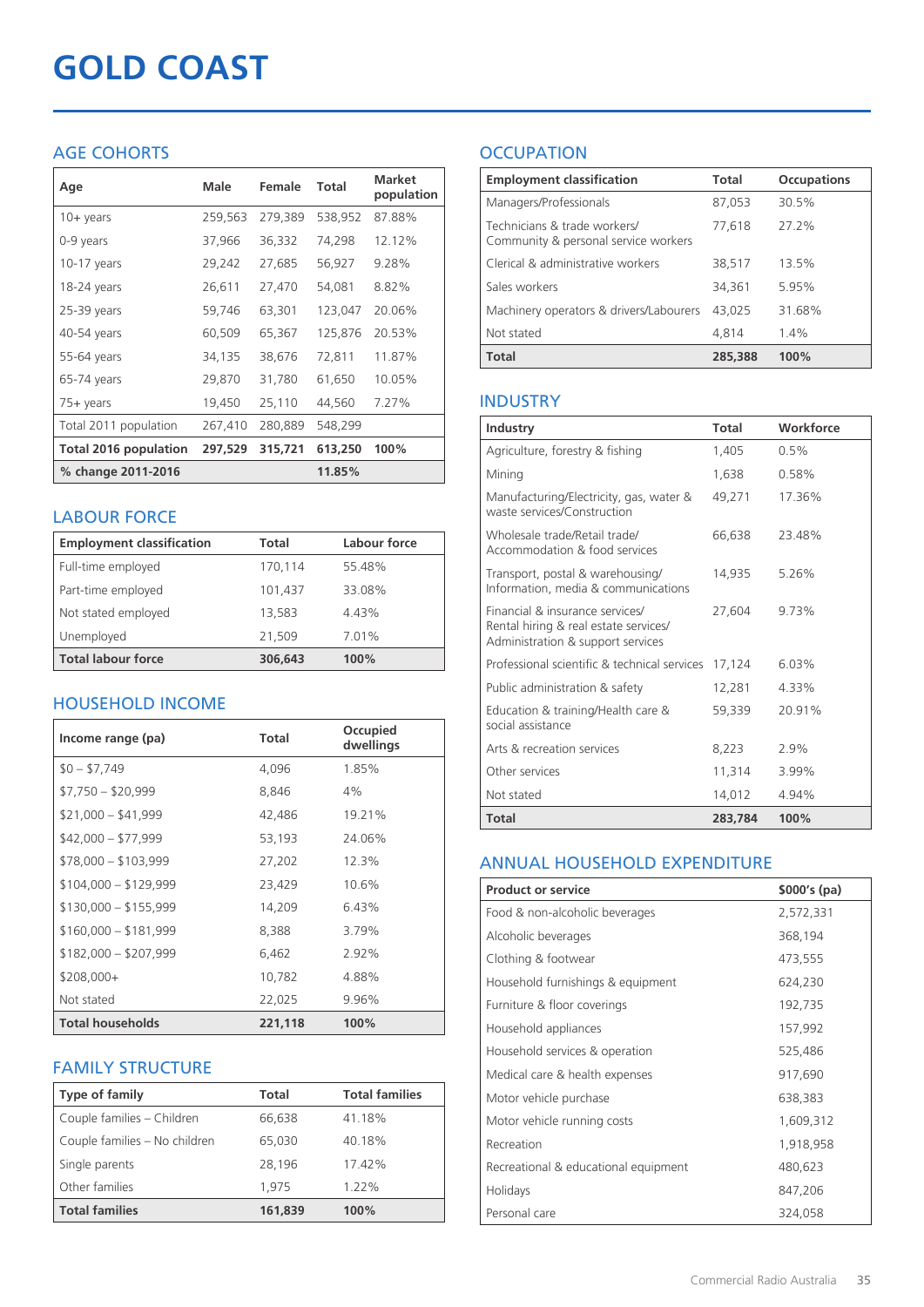# GOLD COAST

## AGE COHORTS

| Age | Male | Female | Total | Market population |
|---|---|---|---|---|
| 10+ years | 259,563 | 279,389 | 538,952 | 87.88% |
| 0-9 years | 37,966 | 36,332 | 74,298 | 12.12% |
| 10-17 years | 29,242 | 27,685 | 56,927 | 9.28% |
| 18-24 years | 26,611 | 27,470 | 54,081 | 8.82% |
| 25-39 years | 59,746 | 63,301 | 123,047 | 20.06% |
| 40-54 years | 60,509 | 65,367 | 125,876 | 20.53% |
| 55-64 years | 34,135 | 38,676 | 72,811 | 11.87% |
| 65-74 years | 29,870 | 31,780 | 61,650 | 10.05% |
| 75+ years | 19,450 | 25,110 | 44,560 | 7.27% |
| Total 2011 population | 267,410 | 280,889 | 548,299 | |
| **Total 2016 population** | **297,529** | **315,721** | **613,250** | **100%** |
| **% change 2011-2016** | | | **11.85%** | |

## LABOUR FORCE

| Employment classification | Total | Labour force |
|---|---|---|
| Full-time employed | 170,114 | 55.48% |
| Part-time employed | 101,437 | 33.08% |
| Not stated employed | 13,583 | 4.43% |
| Unemployed | 21,509 | 7.01% |
| **Total labour force** | **306,643** | **100%** |

## HOUSEHOLD INCOME

| Income range (pa) | Total | Occupied dwellings |
|---|---|---|
| $0 – $7,749 | 4,096 | 1.85% |
| $7,750 – $20,999 | 8,846 | 4% |
| $21,000 – $41,999 | 42,486 | 19.21% |
| $42,000 – $77,999 | 53,193 | 24.06% |
| $78,000 – $103,999 | 27,202 | 12.3% |
| $104,000 – $129,999 | 23,429 | 10.6% |
| $130,000 – $155,999 | 14,209 | 6.43% |
| $160,000 – $181,999 | 8,388 | 3.79% |
| $182,000 – $207,999 | 6,462 | 2.92% |
| $208,000+ | 10,782 | 4.88% |
| Not stated | 22,025 | 9.96% |
| **Total households** | **221,118** | **100%** |

## FAMILY STRUCTURE

| Type of family | Total | Total families |
|---|---|---|
| Couple families – Children | 66,638 | 41.18% |
| Couple families – No children | 65,030 | 40.18% |
| Single parents | 28,196 | 17.42% |
| Other families | 1,975 | 1.22% |
| **Total families** | **161,839** | **100%** |

## OCCUPATION

| Employment classification | Total | Occupations |
|---|---|---|
| Managers/Professionals | 87,053 | 30.5% |
| Technicians & trade workers/ Community & personal service workers | 77,618 | 27.2% |
| Clerical & administrative workers | 38,517 | 13.5% |
| Sales workers | 34,361 | 5.95% |
| Machinery operators & drivers/Labourers | 43,025 | 31.68% |
| Not stated | 4,814 | 1.4% |
| **Total** | **285,388** | **100%** |

## INDUSTRY

| Industry | Total | Workforce |
|---|---|---|
| Agriculture, forestry & fishing | 1,405 | 0.5% |
| Mining | 1,638 | 0.58% |
| Manufacturing/Electricity, gas, water & waste services/Construction | 49,271 | 17.36% |
| Wholesale trade/Retail trade/ Accommodation & food services | 66,638 | 23.48% |
| Transport, postal & warehousing/ Information, media & communications | 14,935 | 5.26% |
| Financial & insurance services/ Rental hiring & real estate services/ Administration & support services | 27,604 | 9.73% |
| Professional scientific & technical services | 17,124 | 6.03% |
| Public administration & safety | 12,281 | 4.33% |
| Education & training/Health care & social assistance | 59,339 | 20.91% |
| Arts & recreation services | 8,223 | 2.9% |
| Other services | 11,314 | 3.99% |
| Not stated | 14,012 | 4.94% |
| **Total** | **283,784** | **100%** |

## ANNUAL HOUSEHOLD EXPENDITURE

| Product or service | $000's (pa) |
|---|---|
| Food & non-alcoholic beverages | 2,572,331 |
| Alcoholic beverages | 368,194 |
| Clothing & footwear | 473,555 |
| Household furnishings & equipment | 624,230 |
| Furniture & floor coverings | 192,735 |
| Household appliances | 157,992 |
| Household services & operation | 525,486 |
| Medical care & health expenses | 917,690 |
| Motor vehicle purchase | 638,383 |
| Motor vehicle running costs | 1,609,312 |
| Recreation | 1,918,958 |
| Recreational & educational equipment | 480,623 |
| Holidays | 847,206 |
| Personal care | 324,058 |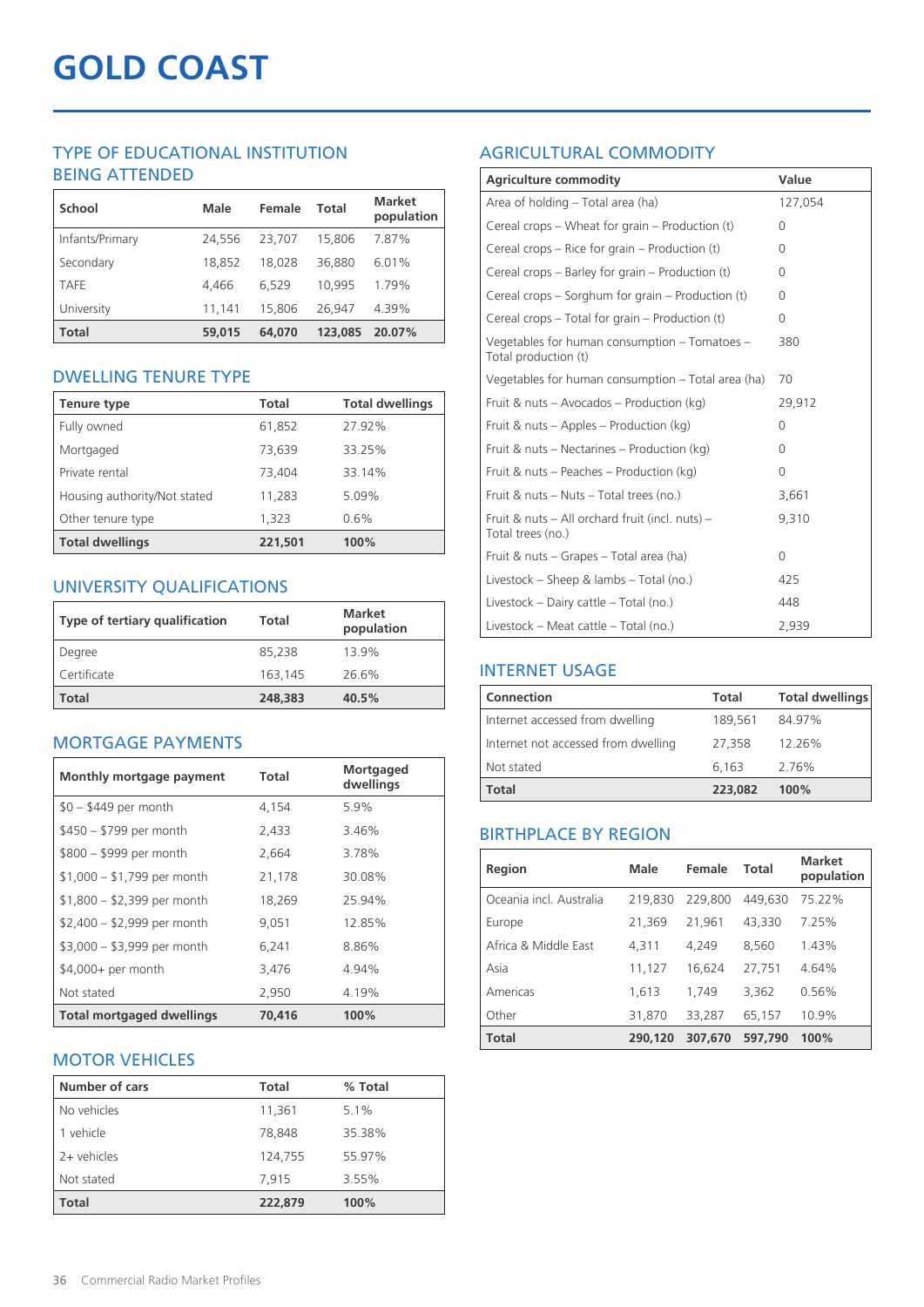# GOLD COAST

## TYPE OF EDUCATIONAL INSTITUTION BEING ATTENDED

| School | Male | Female | Total | Market population |
|---|---|---|---|---|
| Infants/Primary | 24,556 | 23,707 | 15,806 | 7.87% |
| Secondary | 18,852 | 18,028 | 36,880 | 6.01% |
| TAFE | 4,466 | 6,529 | 10,995 | 1.79% |
| University | 11,141 | 15,806 | 26,947 | 4.39% |
| **Total** | **59,015** | **64,070** | **123,085** | **20.07%** |

## DWELLING TENURE TYPE

| Tenure type | Total | Total dwellings |
|---|---|---|
| Fully owned | 61,852 | 27.92% |
| Mortgaged | 73,639 | 33.25% |
| Private rental | 73,404 | 33.14% |
| Housing authority/Not stated | 11,283 | 5.09% |
| Other tenure type | 1,323 | 0.6% |
| **Total dwellings** | **221,501** | **100%** |

## UNIVERSITY QUALIFICATIONS

| Type of tertiary qualification | Total | Market population |
|---|---|---|
| Degree | 85,238 | 13.9% |
| Certificate | 163,145 | 26.6% |
| **Total** | **248,383** | **40.5%** |

## MORTGAGE PAYMENTS

| Monthly mortgage payment | Total | Mortgaged dwellings |
|---|---|---|
| $0 – $449 per month | 4,154 | 5.9% |
| $450 – $799 per month | 2,433 | 3.46% |
| $800 – $999 per month | 2,664 | 3.78% |
| $1,000 – $1,799 per month | 21,178 | 30.08% |
| $1,800 – $2,399 per month | 18,269 | 25.94% |
| $2,400 – $2,999 per month | 9,051 | 12.85% |
| $3,000 – $3,999 per month | 6,241 | 8.86% |
| $4,000+ per month | 3,476 | 4.94% |
| Not stated | 2,950 | 4.19% |
| **Total mortgaged dwellings** | **70,416** | **100%** |

## MOTOR VEHICLES

| Number of cars | Total | % Total |
|---|---|---|
| No vehicles | 11,361 | 5.1% |
| 1 vehicle | 78,848 | 35.38% |
| 2+ vehicles | 124,755 | 55.97% |
| Not stated | 7,915 | 3.55% |
| **Total** | **222,879** | **100%** |

## AGRICULTURAL COMMODITY

| Agriculture commodity | Value |
|---|---|
| Area of holding – Total area (ha) | 127,054 |
| Cereal crops – Wheat for grain – Production (t) | 0 |
| Cereal crops – Rice for grain – Production (t) | 0 |
| Cereal crops – Barley for grain – Production (t) | 0 |
| Cereal crops – Sorghum for grain – Production (t) | 0 |
| Cereal crops – Total for grain – Production (t) | 0 |
| Vegetables for human consumption – Tomatoes – Total production (t) | 380 |
| Vegetables for human consumption – Total area (ha) | 70 |
| Fruit & nuts – Avocados – Production (kg) | 29,912 |
| Fruit & nuts – Apples – Production (kg) | 0 |
| Fruit & nuts – Nectarines – Production (kg) | 0 |
| Fruit & nuts – Peaches – Production (kg) | 0 |
| Fruit & nuts – Nuts – Total trees (no.) | 3,661 |
| Fruit & nuts – All orchard fruit (incl. nuts) – Total trees (no.) | 9,310 |
| Fruit & nuts – Grapes – Total area (ha) | 0 |
| Livestock – Sheep & lambs – Total (no.) | 425 |
| Livestock – Dairy cattle – Total (no.) | 448 |
| Livestock – Meat cattle – Total (no.) | 2,939 |

## INTERNET USAGE

| Connection | Total | Total dwellings |
|---|---|---|
| Internet accessed from dwelling | 189,561 | 84.97% |
| Internet not accessed from dwelling | 27,358 | 12.26% |
| Not stated | 6,163 | 2.76% |
| **Total** | **223,082** | **100%** |

## BIRTHPLACE BY REGION

| Region | Male | Female | Total | Market population |
|---|---|---|---|---|
| Oceania incl. Australia | 219,830 | 229,800 | 449,630 | 75.22% |
| Europe | 21,369 | 21,961 | 43,330 | 7.25% |
| Africa & Middle East | 4,311 | 4,249 | 8,560 | 1.43% |
| Asia | 11,127 | 16,624 | 27,751 | 4.64% |
| Americas | 1,613 | 1,749 | 3,362 | 0.56% |
| Other | 31,870 | 33,287 | 65,157 | 10.9% |
| **Total** | **290,120** | **307,670** | **597,790** | **100%** |